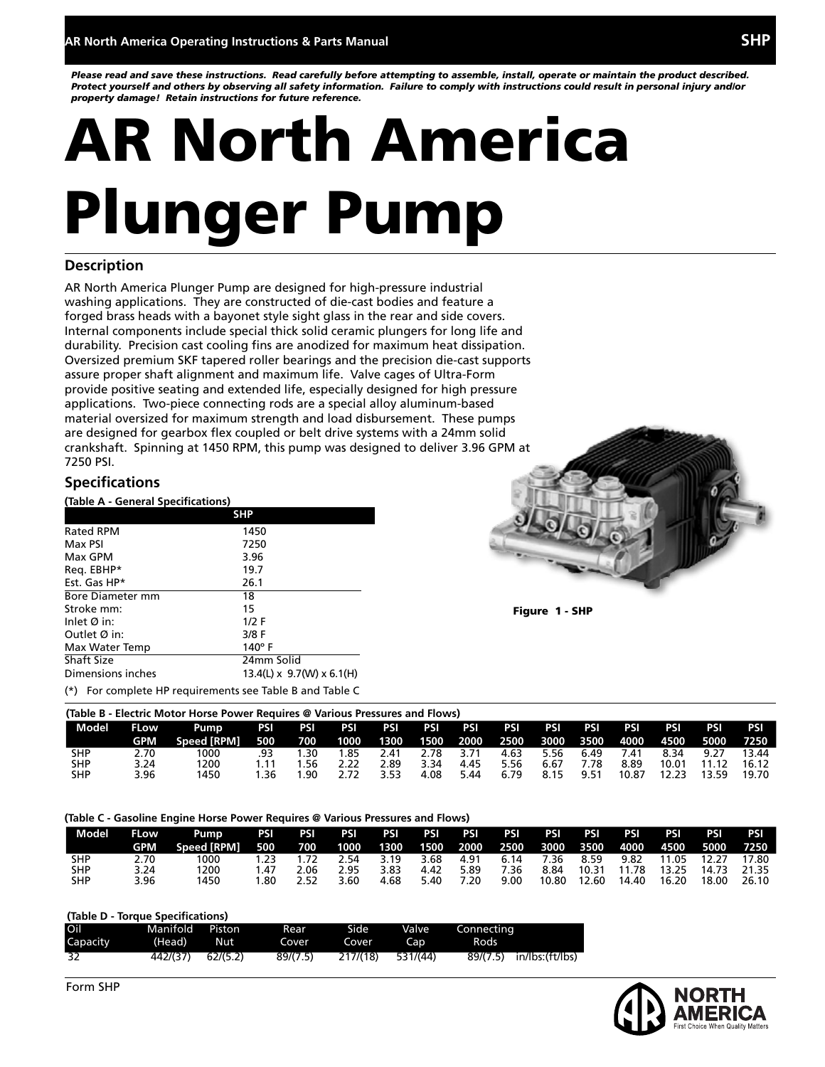*Please read and save these instructions. Read carefully before attempting to assemble, install, operate or maintain the product described. Protect yourself and others by observing all safety information. Failure to comply with instructions could result in personal injury and/or property damage! Retain instructions for future reference.*

# AR North America Plunger Pump

## Description

AR North America Plunger Pump are designed for high-pressure industrial washing applications. They are constructed of die-cast bodies and feature a forged brass heads with a bayonet style sight glass in the rear and side covers. Internal components include special thick solid ceramic plungers for long life and durability. Precision cast cooling fins are anodized for maximum heat dissipation. Oversized premium SKF tapered roller bearings and the precision die-cast supports assure proper shaft alignment and maximum life. Valve cages of Ultra-Form provide positive seating and extended life, especially designed for high pressure applications. Two-piece connecting rods are a special alloy aluminum-based material oversized for maximum strength and load disbursement. These pumps are designed for gearbox flex coupled or belt drive systems with a 24mm solid crankshaft. Spinning at 1450 RPM, this pump was designed to deliver 3.96 GPM at 7250 PSI.

## Specifications

**(Table A - General Specifications)**

| | SHP |
|---|---|
| Rated RPM | 1450 |
| Max PSI | 7250 |
| Max GPM | 3.96 |
| Req. EBHP* | 19.7 |
| Est. Gas HP* | 26.1 |
| Bore Diameter mm | 18 |
| Stroke mm: | 15 |
| Inlet Ø in: | 1/2 F |
| Outlet Ø in: | 3/8 F |
| Max Water Temp | 140° F |
| Shaft Size | 24mm Solid |
| Dimensions inches | 13.4(L) x 9.7(W) x 6.1(H) |

(*) For complete HP requirements see Table B and Table C

**Figure 1 - SHP**

**(Table B - Electric Motor Horse Power Requires @ Various Pressures and Flows)**

| Model | FLow GPM | Pump Speed [RPM] | PSI 500 | PSI 700 | PSI 1000 | PSI 1300 | PSI 1500 | PSI 2000 | PSI 2500 | PSI 3000 | PSI 3500 | PSI 4000 | PSI 4500 | PSI 5000 | PSI 7250 |
|---|---|---|---|---|---|---|---|---|---|---|---|---|---|---|---|
| SHP | 2.70 | 1000 | .93 | 1.30 | 1.85 | 2.41 | 2.78 | 3.71 | 4.63 | 5.56 | 6.49 | 7.41 | 8.34 | 9.27 | 13.44 |
| SHP | 3.24 | 1200 | 1.11 | 1.56 | 2.22 | 2.89 | 3.34 | 4.45 | 5.56 | 6.67 | 7.78 | 8.89 | 10.01 | 11.12 | 16.12 |
| SHP | 3.96 | 1450 | 1.36 | 1.90 | 2.72 | 3.53 | 4.08 | 5.44 | 6.79 | 8.15 | 9.51 | 10.87 | 12.23 | 13.59 | 19.70 |

**(Table C - Gasoline Engine Horse Power Requires @ Various Pressures and Flows)**

| Model | FLow GPM | Pump Speed [RPM] | PSI 500 | PSI 700 | PSI 1000 | PSI 1300 | PSI 1500 | PSI 2000 | PSI 2500 | PSI 3000 | PSI 3500 | PSI 4000 | PSI 4500 | PSI 5000 | PSI 7250 |
|---|---|---|---|---|---|---|---|---|---|---|---|---|---|---|---|
| SHP | 2.70 | 1000 | 1.23 | 1.72 | 2.54 | 3.19 | 3.68 | 4.91 | 6.14 | 7.36 | 8.59 | 9.82 | 11.05 | 12.27 | 17.80 |
| SHP | 3.24 | 1200 | 1.47 | 2.06 | 2.95 | 3.83 | 4.42 | 5.89 | 7.36 | 8.84 | 10.31 | 11.78 | 13.25 | 14.73 | 21.35 |
| SHP | 3.96 | 1450 | 1.80 | 2.52 | 3.60 | 4.68 | 5.40 | 7.20 | 9.00 | 10.80 | 12.60 | 14.40 | 16.20 | 18.00 | 26.10 |

**(Table D - Torque Specifications)**

| Oil Capacity | Manifold (Head) | Piston Nut | Rear Cover | Side Cover | Valve Cap | Connecting Rods | |
|---|---|---|---|---|---|---|---|
| 32 | 442/(37) | 62/(5.2) | 89/(7.5) | 217/(18) | 531/(44) | 89/(7.5) | in/lbs:(ft/lbs) |

Form SHP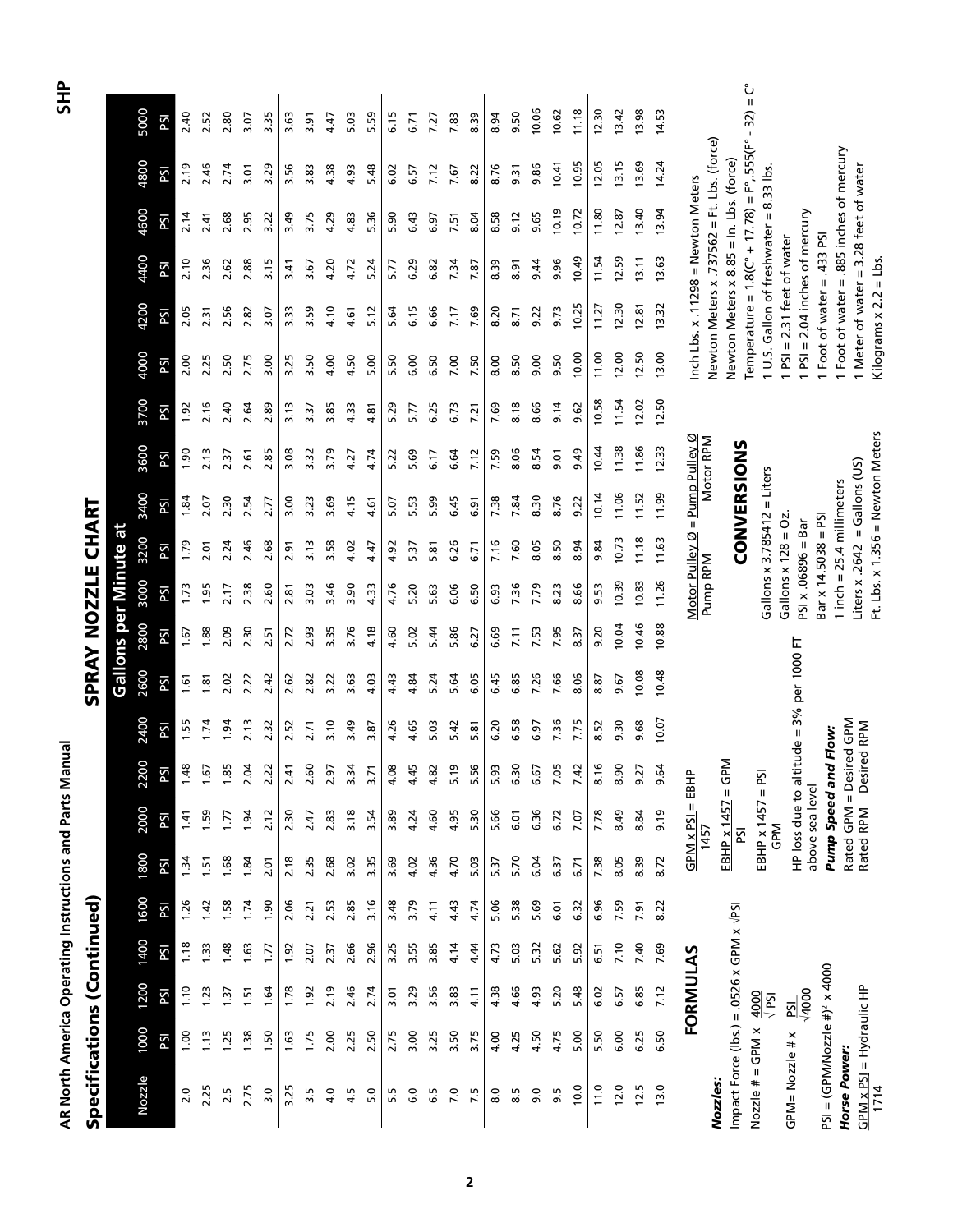## Specifications (Continued)

# SPRAY NOZZLE CHART

| Nozzle | Gallons per Minute at | | | | | | | | | | | | | | | | | | | |
|---|---|---|---|---|---|---|---|---|---|---|---|---|---|---|---|---|---|---|---|---|
| | 1000 | 1200 | 1400 | 1600 | 1800 | 2000 | 2200 | 2400 | 2600 | 2800 | 3000 | 3200 | 3400 | 3600 | 3700 | 4000 | 4200 | 4400 | 4600 | 4800 | 5000 |
| | PSI | PSI | PSI | PSI | PSI | PSI | PSI | PSI | PSI | PSI | PSI | PSI | PSI | PSI | PSI | PSI | PSI | PSI | PSI | PSI | PSI |
| 2.0 | 1.00 | 1.10 | 1.18 | 1.26 | 1.34 | 1.41 | 1.48 | 1.55 | 1.61 | 1.67 | 1.73 | 1.79 | 1.84 | 1.90 | 1.92 | 2.00 | 2.05 | 2.10 | 2.14 | 2.19 | 2.40 |
| 2.25 | 1.13 | 1.23 | 1.33 | 1.42 | 1.51 | 1.59 | 1.67 | 1.74 | 1.81 | 1.88 | 1.95 | 2.01 | 2.07 | 2.13 | 2.16 | 2.25 | 2.31 | 2.36 | 2.41 | 2.46 | 2.52 |
| 2.5 | 1.25 | 1.37 | 1.48 | 1.58 | 1.68 | 1.77 | 1.85 | 1.94 | 2.02 | 2.09 | 2.17 | 2.24 | 2.30 | 2.37 | 2.40 | 2.50 | 2.56 | 2.62 | 2.68 | 2.74 | 2.80 |
| 2.75 | 1.38 | 1.51 | 1.63 | 1.74 | 1.84 | 1.94 | 2.04 | 2.13 | 2.22 | 2.30 | 2.38 | 2.46 | 2.54 | 2.61 | 2.64 | 2.75 | 2.82 | 2.88 | 2.95 | 3.01 | 3.07 |
| 3.0 | 1.50 | 1.64 | 1.77 | 1.90 | 2.01 | 2.12 | 2.22 | 2.32 | 2.42 | 2.51 | 2.60 | 2.68 | 2.77 | 2.85 | 2.89 | 3.00 | 3.07 | 3.15 | 3.22 | 3.29 | 3.35 |
| 3.25 | 1.63 | 1.78 | 1.92 | 2.06 | 2.18 | 2.30 | 2.41 | 2.52 | 2.62 | 2.72 | 2.81 | 2.91 | 3.00 | 3.08 | 3.13 | 3.25 | 3.33 | 3.41 | 3.49 | 3.56 | 3.63 |
| 3.5 | 1.75 | 1.92 | 2.07 | 2.21 | 2.35 | 2.47 | 2.60 | 2.71 | 2.82 | 2.93 | 3.03 | 3.13 | 3.23 | 3.32 | 3.37 | 3.50 | 3.59 | 3.67 | 3.75 | 3.83 | 3.91 |
| 4.0 | 2.00 | 2.19 | 2.37 | 2.53 | 2.68 | 2.83 | 2.97 | 3.10 | 3.22 | 3.35 | 3.46 | 3.58 | 3.69 | 3.79 | 3.85 | 4.00 | 4.10 | 4.20 | 4.29 | 4.38 | 4.47 |
| 4.5 | 2.25 | 2.46 | 2.66 | 2.85 | 3.02 | 3.18 | 3.34 | 3.49 | 3.63 | 3.76 | 3.90 | 4.02 | 4.15 | 4.27 | 4.33 | 4.50 | 4.61 | 4.72 | 4.83 | 4.93 | 5.03 |
| 5.0 | 2.50 | 2.74 | 2.96 | 3.16 | 3.35 | 3.54 | 3.71 | 3.87 | 4.03 | 4.18 | 4.33 | 4.47 | 4.61 | 4.74 | 4.81 | 5.00 | 5.12 | 5.24 | 5.36 | 5.48 | 5.59 |
| 5.5 | 2.75 | 3.01 | 3.25 | 3.48 | 3.69 | 3.89 | 4.08 | 4.26 | 4.43 | 4.60 | 4.76 | 4.92 | 5.07 | 5.22 | 5.29 | 5.50 | 5.64 | 5.77 | 5.90 | 6.02 | 6.15 |
| 6.0 | 3.00 | 3.29 | 3.55 | 3.79 | 4.02 | 4.24 | 4.45 | 4.65 | 4.84 | 5.02 | 5.20 | 5.37 | 5.53 | 5.69 | 5.77 | 6.00 | 6.15 | 6.29 | 6.43 | 6.57 | 6.71 |
| 6.5 | 3.25 | 3.56 | 3.85 | 4.11 | 4.36 | 4.60 | 4.82 | 5.03 | 5.24 | 5.44 | 5.63 | 5.81 | 5.99 | 6.17 | 6.25 | 6.50 | 6.66 | 6.82 | 6.97 | 7.12 | 7.27 |
| 7.0 | 3.50 | 3.83 | 4.14 | 4.43 | 4.70 | 4.95 | 5.19 | 5.42 | 5.64 | 5.86 | 6.06 | 6.26 | 6.45 | 6.64 | 6.73 | 7.00 | 7.17 | 7.34 | 7.51 | 7.67 | 7.83 |
| 7.5 | 3.75 | 4.11 | 4.44 | 4.74 | 5.03 | 5.30 | 5.56 | 5.81 | 6.05 | 6.27 | 6.50 | 6.71 | 6.91 | 7.12 | 7.21 | 7.50 | 7.69 | 7.87 | 8.04 | 8.22 | 8.39 |
| 8.0 | 4.00 | 4.38 | 4.73 | 5.06 | 5.37 | 5.66 | 5.93 | 6.20 | 6.45 | 6.69 | 6.93 | 7.16 | 7.38 | 7.59 | 7.69 | 8.00 | 8.20 | 8.39 | 8.58 | 8.76 | 8.94 |
| 8.5 | 4.25 | 4.66 | 5.03 | 5.38 | 5.70 | 6.01 | 6.30 | 6.58 | 6.85 | 7.11 | 7.36 | 7.60 | 7.84 | 8.06 | 8.18 | 8.50 | 8.71 | 8.91 | 9.12 | 9.31 | 9.50 |
| 9.0 | 4.50 | 4.93 | 5.32 | 5.69 | 6.04 | 6.36 | 6.67 | 6.97 | 7.26 | 7.53 | 7.79 | 8.05 | 8.30 | 8.54 | 8.66 | 9.00 | 9.22 | 9.44 | 9.65 | 9.86 | 10.06 |
| 9.5 | 4.75 | 5.20 | 5.62 | 6.01 | 6.37 | 6.72 | 7.05 | 7.36 | 7.66 | 7.95 | 8.23 | 8.50 | 8.76 | 9.01 | 9.14 | 9.50 | 9.73 | 9.96 | 10.19 | 10.41 | 10.62 |
| 10.0 | 5.00 | 5.48 | 5.92 | 6.32 | 6.71 | 7.07 | 7.42 | 7.75 | 8.06 | 8.37 | 8.66 | 8.94 | 9.22 | 9.49 | 9.62 | 10.00 | 10.25 | 10.49 | 10.72 | 10.95 | 11.18 |
| 11.0 | 5.50 | 6.02 | 6.51 | 6.96 | 7.38 | 7.78 | 8.16 | 8.52 | 8.87 | 9.20 | 9.53 | 9.84 | 10.14 | 10.44 | 10.58 | 11.00 | 11.27 | 11.54 | 11.80 | 12.05 | 12.30 |
| 12.0 | 6.00 | 6.57 | 7.10 | 7.59 | 8.05 | 8.49 | 8.90 | 9.30 | 9.67 | 10.04 | 10.39 | 10.73 | 11.06 | 11.38 | 11.54 | 12.00 | 12.30 | 12.59 | 12.87 | 13.15 | 13.42 |
| 12.5 | 6.25 | 6.85 | 7.40 | 7.91 | 8.39 | 8.84 | 9.27 | 9.68 | 10.08 | 10.46 | 10.83 | 11.18 | 11.52 | 11.86 | 12.02 | 12.50 | 12.81 | 13.11 | 13.40 | 13.69 | 13.98 |
| 13.0 | 6.50 | 7.12 | 7.69 | 8.22 | 8.72 | 9.19 | 9.64 | 10.07 | 10.48 | 10.88 | 11.26 | 11.63 | 11.99 | 12.33 | 12.50 | 13.00 | 13.32 | 13.63 | 13.94 | 14.24 | 14.53 |

## FORMULAS

***Nozzles:***

Impact Force (lbs.) = .0526 x GPM x $\sqrt{PSI}$

Nozzle # = GPM x $\frac{4000}{\sqrt{PSI}}$

GPM= Nozzle # x $\frac{PSI}{\sqrt{4000}}$

PSI = (GPM/Nozzle #)$^2$ x 4000

***Horse Power:***

$\frac{GPM \times PSI}{1714}$ = Hydraulic HP

$\frac{GPM \times PSI}{1457}$ = EBHP

$\frac{EBHP \times 1457}{PSI}$ = GPM

$\frac{EBHP \times 1457}{GPM}$ = PSI

HP loss due to altitude = 3% per 1000 FT above sea level

***Pump Speed and Flow:***

$\frac{\text{Rated GPM}}{\text{Rated RPM}} = \frac{\text{Desired GPM}}{\text{Desired RPM}}$

$\frac{\text{Motor Pulley Ø}}{\text{Pump RPM}} = \frac{\text{Pump Pulley Ø}}{\text{Motor RPM}}$

## CONVERSIONS

Gallons x 3.785412 = Liters

Gallons x 128 = Oz.

PSI x .06896 = Bar

Bar x 14.5038 = PSI

1 inch = 25.4 millimeters

Liters x .2642 = Gallons (US)

Ft. Lbs. x 1.356 = Newton Meters

Inch Lbs. x .11298 = Newton Meters

Newton Meters x .737562 = Ft. Lbs. (force)

Newton Meters x 8.85 = In. Lbs. (force)

Temperature = 1.8(C° + 17.78) = F°,.555(F° - 32) = C°

1 U.S. Gallon of freshwater = 8.33 lbs.

1 PSI = 2.31 feet of water

1 PSI = 2.04 inches of mercury

1 Foot of water = .433 PSI

1 Foot of water = .885 inches of mercury

1 Meter of water = 3.28 feet of water

Kilograms x 2.2 = Lbs.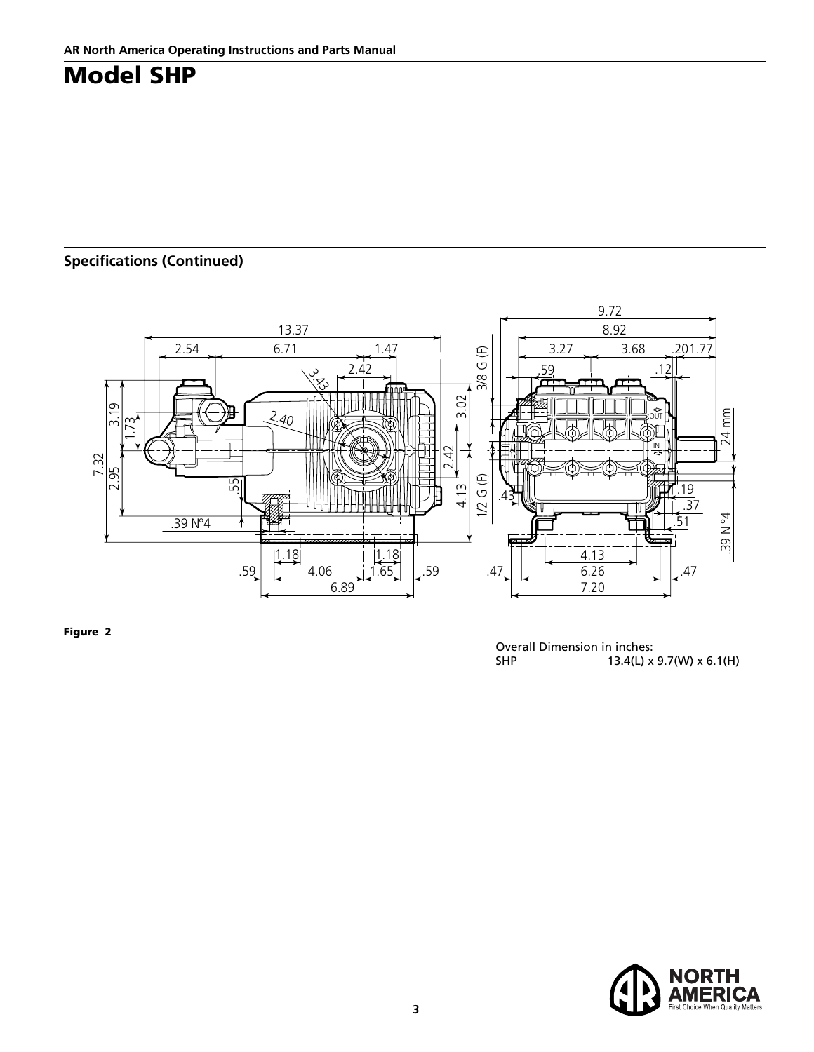# Model SHP

## Specifications (Continued)

**Figure 2**

Overall Dimension in inches:

SHP 13.4(L) x 9.7(W) x 6.1(H)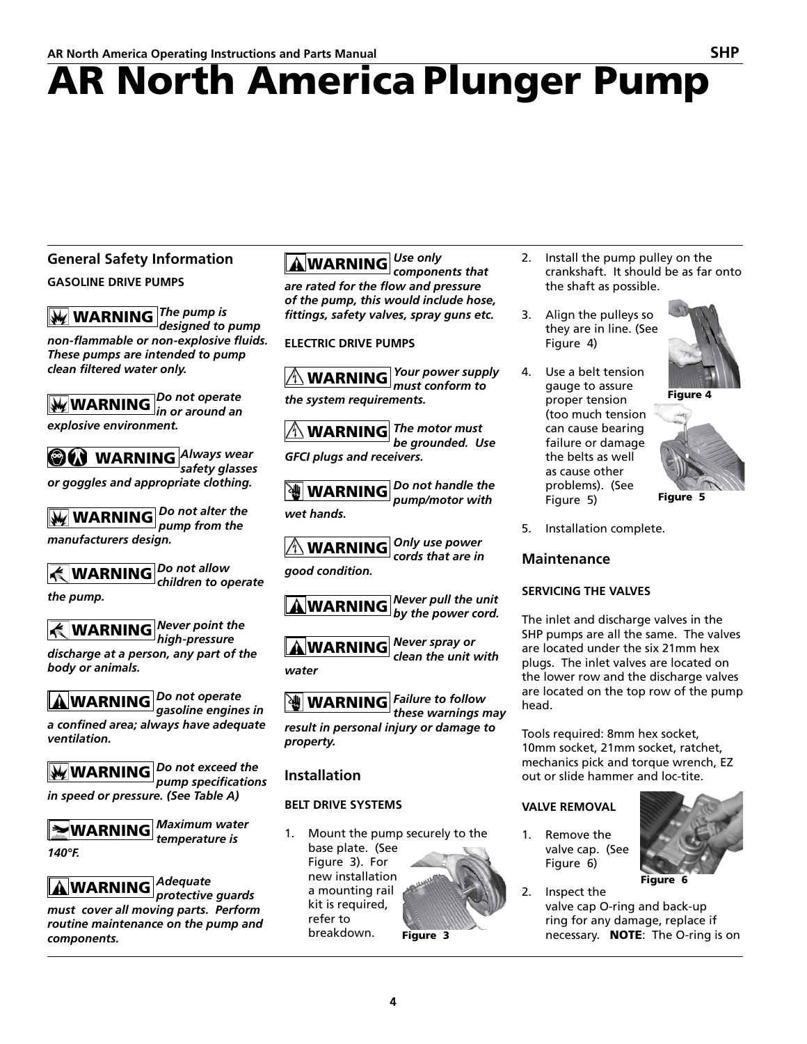# AR North America Plunger Pump

## General Safety Information

**GASOLINE DRIVE PUMPS**

**WARNING** ***The pump is designed to pump non-flammable or non-explosive fluids. These pumps are intended to pump clean filtered water only.***

**WARNING** ***Do not operate in or around an explosive environment.***

**WARNING** ***Always wear safety glasses or goggles and appropriate clothing.***

**WARNING** ***Do not alter the pump from the manufacturers design.***

**WARNING** ***Do not allow children to operate the pump.***

**WARNING** ***Never point the high-pressure discharge at a person, any part of the body or animals.***

**WARNING** ***Do not operate gasoline engines in a confined area; always have adequate ventilation.***

**WARNING** ***Do not exceed the pump specifications in speed or pressure. (See Table A)***

**WARNING** ***Maximum water temperature is 140°F.***

**WARNING** ***Adequate protective guards must cover all moving parts. Perform routine maintenance on the pump and components.***

**WARNING** ***Use only components that are rated for the flow and pressure of the pump, this would include hose, fittings, safety valves, spray guns etc.***

**ELECTRIC DRIVE PUMPS**

**WARNING** ***Your power supply must conform to the system requirements.***

**WARNING** ***The motor must be grounded. Use GFCI plugs and receivers.***

**WARNING** ***Do not handle the pump/motor with wet hands.***

**WARNING** ***Only use power cords that are in good condition.***

**WARNING** ***Never pull the unit by the power cord.***

**WARNING** ***Never spray or clean the unit with water***

**WARNING** ***Failure to follow these warnings may result in personal injury or damage to property.***

## Installation

**BELT DRIVE SYSTEMS**

1. Mount the pump securely to the base plate. (See Figure 3). For new installation a mounting rail kit is required, refer to breakdown.

Figure 3

2. Install the pump pulley on the crankshaft. It should be as far onto the shaft as possible.
3. Align the pulleys so they are in line. (See Figure 4)
4. Use a belt tension gauge to assure proper tension (too much tension can cause bearing failure or damage the belts as well as cause other problems). (See Figure 5)

Figure 4

Figure 5

5. Installation complete.

## Maintenance

**SERVICING THE VALVES**

The inlet and discharge valves in the SHP pumps are all the same. The valves are located under the six 21mm hex plugs. The inlet valves are located on the lower row and the discharge valves are located on the top row of the pump head.

Tools required: 8mm hex socket, 10mm socket, 21mm socket, ratchet, mechanics pick and torque wrench, EZ out or slide hammer and loc-tite.

**VALVE REMOVAL**

1. Remove the valve cap. (See Figure 6)

Figure 6

2. Inspect the valve cap O-ring and back-up ring for any damage, replace if necessary. **NOTE**: The O-ring is on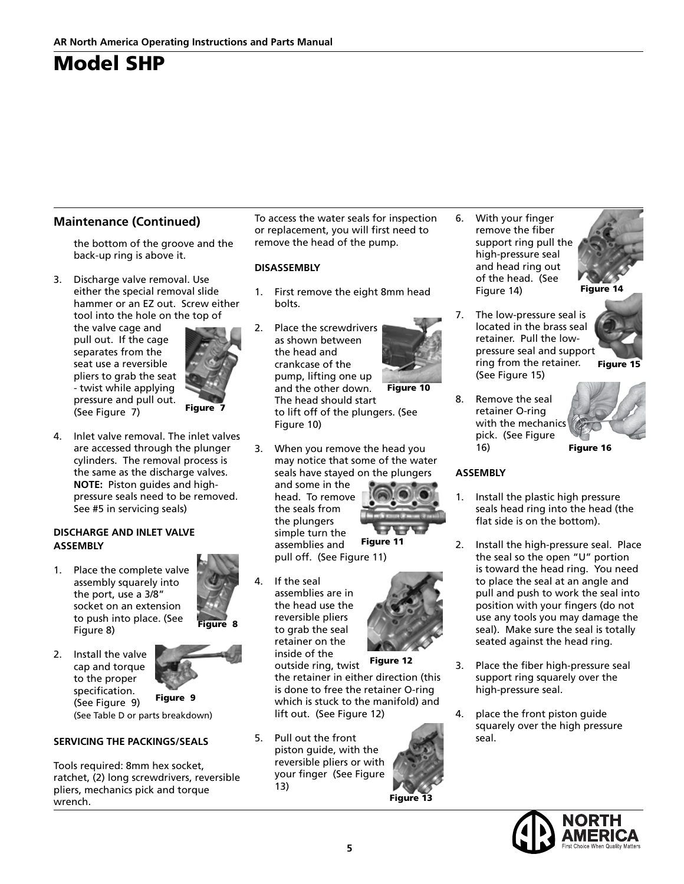# Model SHP

## Maintenance (Continued)

the bottom of the groove and the back-up ring is above it.

3. Discharge valve removal. Use either the special removal slide hammer or an EZ out. Screw either tool into the hole on the top of the valve cage and pull out. If the cage separates from the seat use a reversible pliers to grab the seat - twist while applying pressure and pull out. (See Figure 7)

Figure 7

4. Inlet valve removal. The inlet valves are accessed through the plunger cylinders. The removal process is the same as the discharge valves. **NOTE:** Piston guides and high-pressure seals need to be removed. See #5 in servicing seals)

### DISCHARGE AND INLET VALVE ASSEMBLY

1. Place the complete valve assembly squarely into the port, use a 3/8" socket on an extension to push into place. (See Figure 8)

Figure 8

2. Install the valve cap and torque to the proper specification. (See Figure 9) (See Table D or parts breakdown)

Figure 9

### SERVICING THE PACKINGS/SEALS

Tools required: 8mm hex socket, ratchet, (2) long screwdrivers, reversible pliers, mechanics pick and torque wrench.

To access the water seals for inspection or replacement, you will first need to remove the head of the pump.

### DISASSEMBLY

1. First remove the eight 8mm head bolts.

2. Place the screwdrivers as shown between the head and crankcase of the pump, lifting one up and the other down. The head should start to lift off of the plungers. (See Figure 10)

Figure 10

3. When you remove the head you may notice that some of the water seals have stayed on the plungers and some in the head. To remove the seals from the plungers simple turn the assemblies and pull off. (See Figure 11)

Figure 11

4. If the seal assemblies are in the head use the reversible pliers to grab the seal retainer on the inside of the outside ring, twist the retainer in either direction (this is done to free the retainer O-ring which is stuck to the manifold) and lift out. (See Figure 12)

Figure 12

5. Pull out the front piston guide, with the reversible pliers or with your finger (See Figure 13)

Figure 13

6. With your finger remove the fiber support ring pull the high-pressure seal and head ring out of the head. (See Figure 14)

Figure 14

7. The low-pressure seal is located in the brass seal retainer. Pull the low-pressure seal and support ring from the retainer. (See Figure 15)

Figure 15

8. Remove the seal retainer O-ring with the mechanics pick. (See Figure 16)

Figure 16

### ASSEMBLY

1. Install the plastic high pressure seals head ring into the head (the flat side is on the bottom).

2. Install the high-pressure seal. Place the seal so the open "U" portion is toward the head ring. You need to place the seal at an angle and pull and push to work the seal into position with your fingers (do not use any tools you may damage the seal). Make sure the seal is totally seated against the head ring.

3. Place the fiber high-pressure seal support ring squarely over the high-pressure seal.

4. place the front piston guide squarely over the high pressure seal.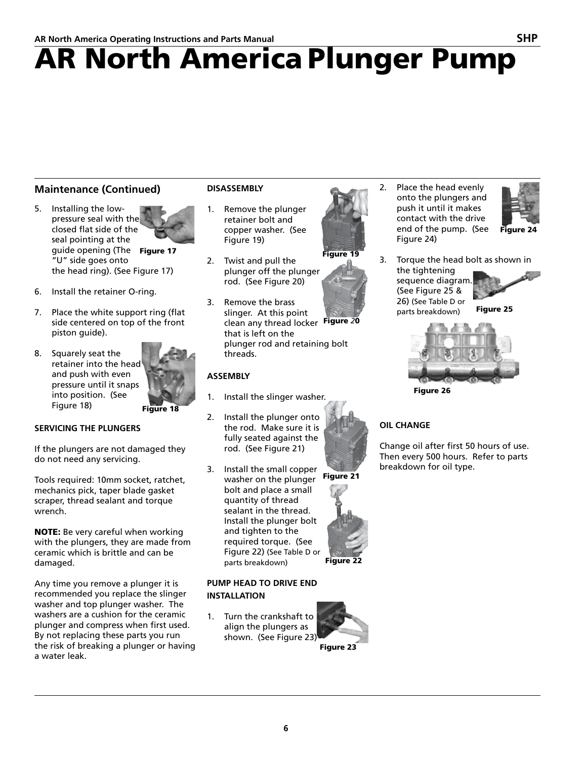# AR North America Plunger Pump

## Maintenance (Continued)

5. Installing the low-pressure seal with the closed flat side of the seal pointing at the guide opening (The "U" side goes onto the head ring). (See Figure 17)

Figure 17

6. Install the retainer O-ring.
7. Place the white support ring (flat side centered on top of the front piston guide).
8. Squarely seat the retainer into the head and push with even pressure until it snaps into position. (See Figure 18)

Figure 18

**SERVICING THE PLUNGERS**

If the plungers are not damaged they do not need any servicing.

Tools required: 10mm socket, ratchet, mechanics pick, taper blade gasket scraper, thread sealant and torque wrench.

**NOTE:** Be very careful when working with the plungers, they are made from ceramic which is brittle and can be damaged.

Any time you remove a plunger it is recommended you replace the slinger washer and top plunger washer. The washers are a cushion for the ceramic plunger and compress when first used. By not replacing these parts you run the risk of breaking a plunger or having a water leak.

**DISASSEMBLY**

1. Remove the plunger retainer bolt and copper washer. (See Figure 19)

Figure 19

2. Twist and pull the plunger off the plunger rod. (See Figure 20)

Figure 20

3. Remove the brass slinger. At this point clean any thread locker that is left on the plunger rod and retaining bolt threads.

**ASSEMBLY**

1. Install the slinger washer.
2. Install the plunger onto the rod. Make sure it is fully seated against the rod. (See Figure 21)

Figure 21

3. Install the small copper washer on the plunger bolt and place a small quantity of thread sealant in the thread. Install the plunger bolt and tighten to the required torque. (See Figure 22) (See Table D or parts breakdown)

Figure 22

**PUMP HEAD TO DRIVE END INSTALLATION**

1. Turn the crankshaft to align the plungers as shown. (See Figure 23)

Figure 23

2. Place the head evenly onto the plungers and push it until it makes contact with the drive end of the pump. (See Figure 24)

Figure 24

3. Torque the head bolt as shown in the tightening sequence diagram. (See Figure 25 & 26) (See Table D or parts breakdown)

Figure 25

Figure 26

**OIL CHANGE**

Change oil after first 50 hours of use. Then every 500 hours. Refer to parts breakdown for oil type.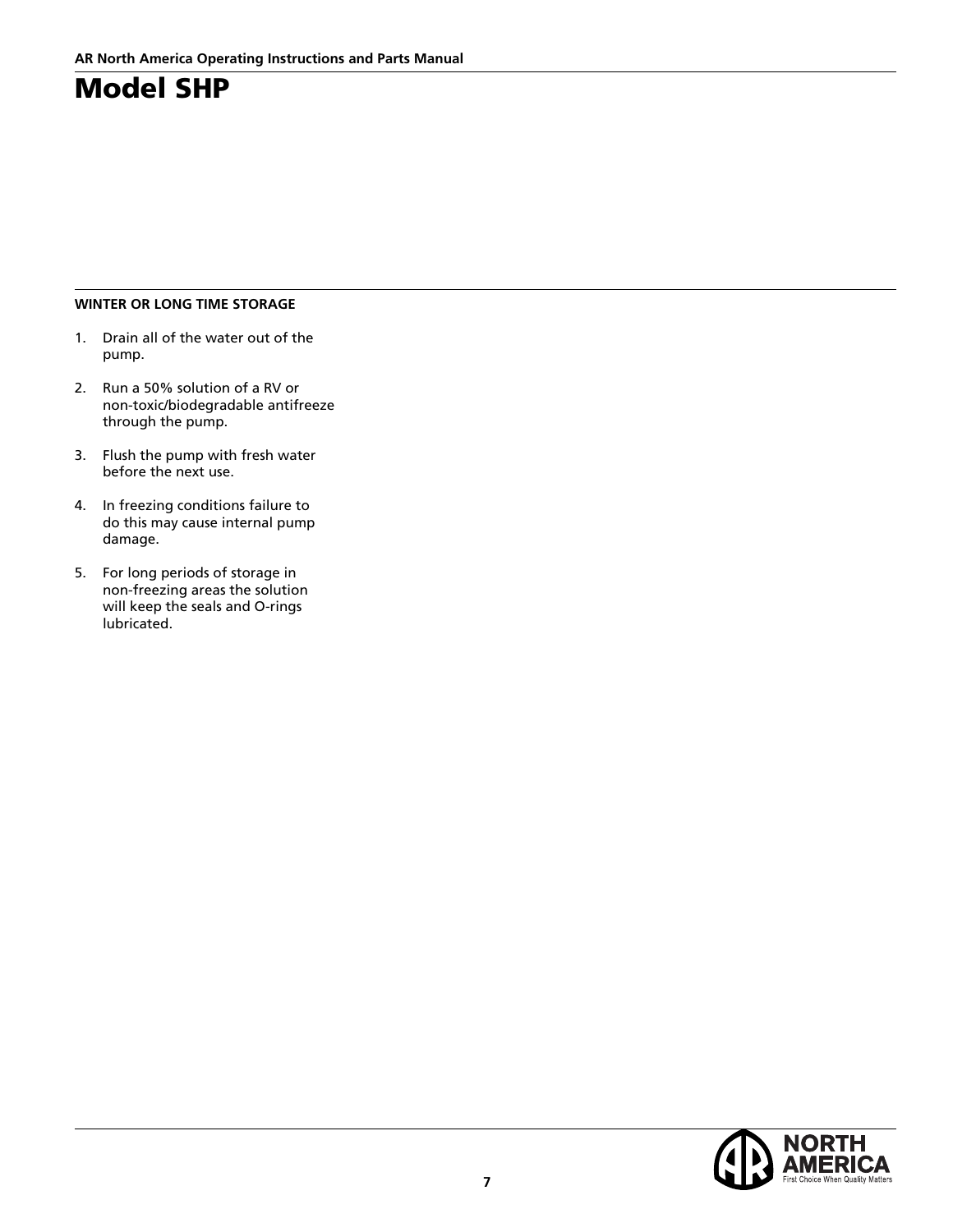# Model SHP

**WINTER OR LONG TIME STORAGE**

1. Drain all of the water out of the pump.

2. Run a 50% solution of a RV or non-toxic/biodegradable antifreeze through the pump.

3. Flush the pump with fresh water before the next use.

4. In freezing conditions failure to do this may cause internal pump damage.

5. For long periods of storage in non-freezing areas the solution will keep the seals and O-rings lubricated.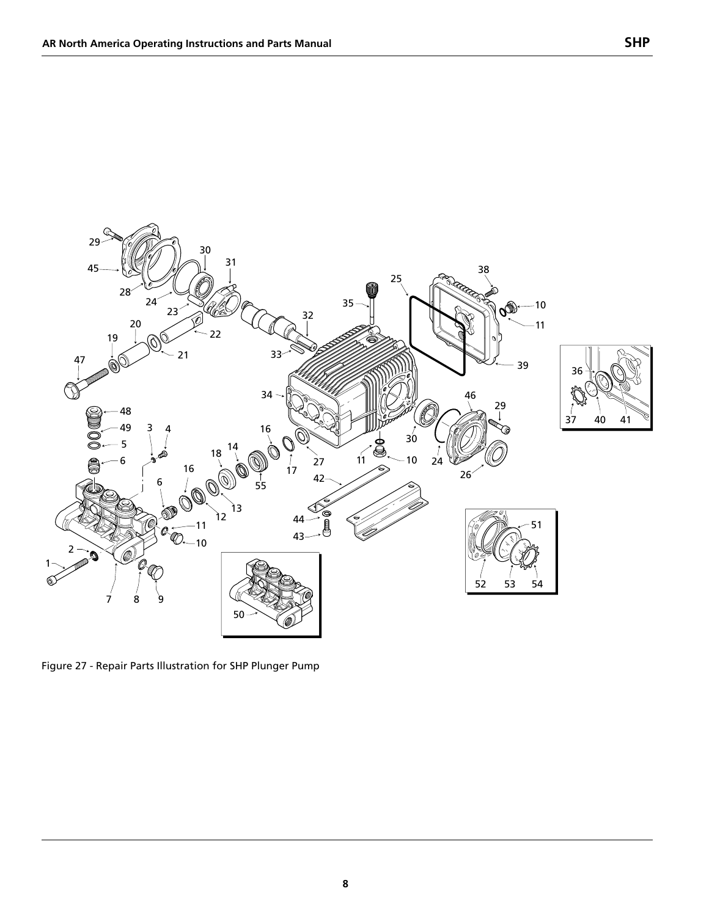Figure 27 - Repair Parts Illustration for SHP Plunger Pump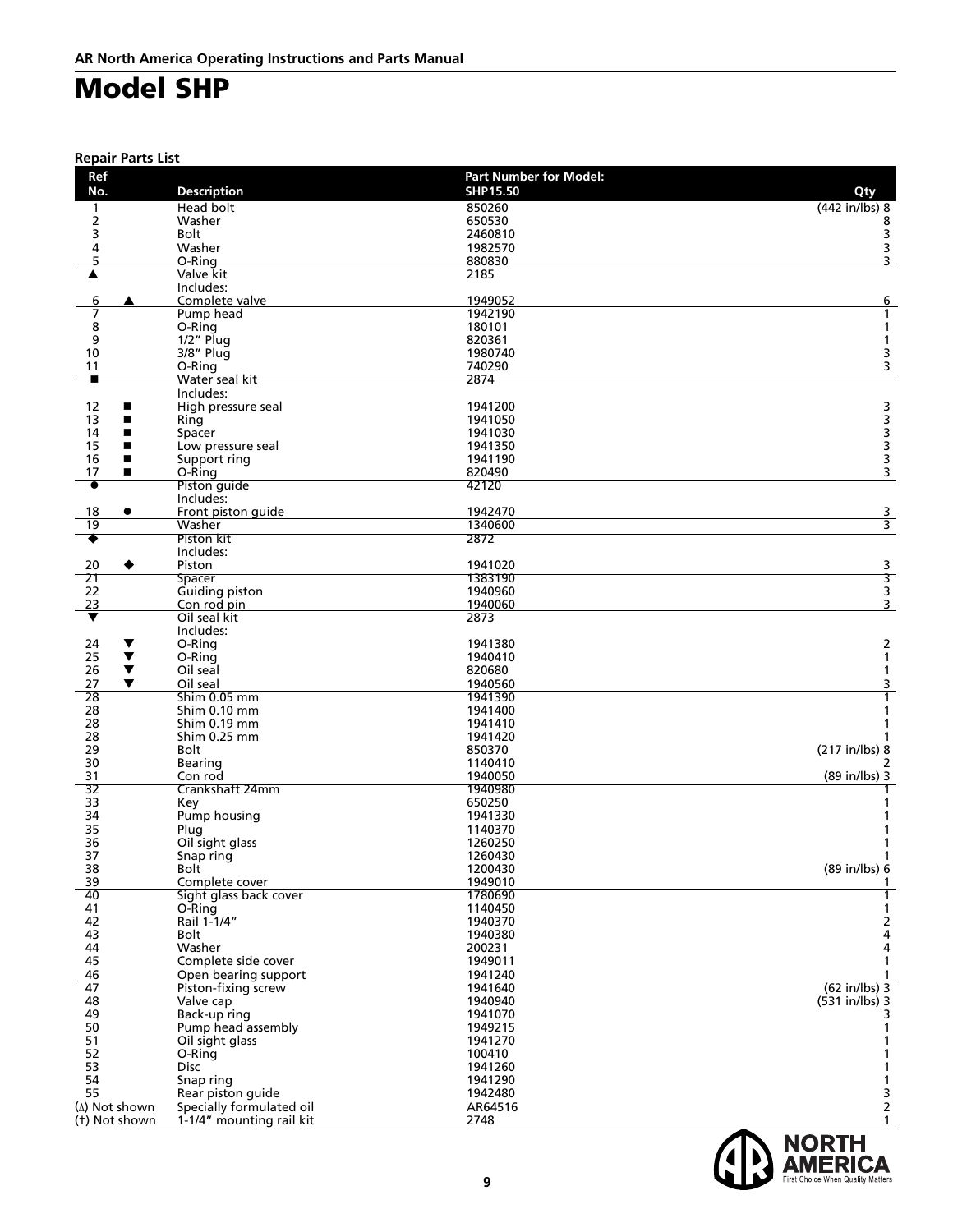AR North America Operating Instructions and Parts Manual

# Model SHP

**Repair Parts List**

| Ref No. | Description | Part Number for Model: SHP15.50 | Qty |
|---|---|---|---|
| 1 | Head bolt | 850260 | (442 in/lbs) 8 |
| 2 | Washer | 650530 | 8 |
| 3 | Bolt | 2460810 | 3 |
| 4 | Washer | 1982570 | 3 |
| 5 | O-Ring | 880830 | 3 |
| ▲ | Valve kit Includes: | 2185 | |
| 6 ▲ | Complete valve | 1949052 | 6 |
| 7 | Pump head | 1942190 | 1 |
| 8 | O-Ring | 180101 | 1 |
| 9 | 1/2" Plug | 820361 | 1 |
| 10 | 3/8" Plug | 1980740 | 3 |
| 11 | O-Ring | 740290 | 3 |
| ■ | Water seal kit Includes: | 2874 | |
| 12 ■ | High pressure seal | 1941200 | 3 |
| 13 ■ | Ring | 1941050 | 3 |
| 14 ■ | Spacer | 1941030 | 3 |
| 15 ■ | Low pressure seal | 1941350 | 3 |
| 16 ■ | Support ring | 1941190 | 3 |
| 17 ■ | O-Ring | 820490 | 3 |
| ● | Piston guide Includes: | 42120 | |
| 18 ● | Front piston guide | 1942470 | 3 |
| 19 | Washer | 1340600 | 3 |
| ◆ | Piston kit Includes: | 2872 | |
| 20 ◆ | Piston | 1941020 | 3 |
| 21 | Spacer | 1383190 | 3 |
| 22 | Guiding piston | 1940960 | 3 |
| 23 | Con rod pin | 1940060 | 3 |
| ▼ | Oil seal kit Includes: | 2873 | |
| 24 ▼ | O-Ring | 1941380 | 2 |
| 25 ▼ | O-Ring | 1940410 | 1 |
| 26 ▼ | Oil seal | 820680 | 1 |
| 27 ▼ | Oil seal | 1940560 | 3 |
| 28 | Shim 0.05 mm | 1941390 | 1 |
| 28 | Shim 0.10 mm | 1941400 | 1 |
| 28 | Shim 0.19 mm | 1941410 | 1 |
| 28 | Shim 0.25 mm | 1941420 | 1 |
| 29 | Bolt | 850370 | (217 in/lbs) 8 |
| 30 | Bearing | 1140410 | 2 |
| 31 | Con rod | 1940050 | (89 in/lbs) 3 |
| 32 | Crankshaft 24mm | 1940980 | 1 |
| 33 | Key | 650250 | 1 |
| 34 | Pump housing | 1941330 | 1 |
| 35 | Plug | 1140370 | 1 |
| 36 | Oil sight glass | 1260250 | 1 |
| 37 | Snap ring | 1260430 | 1 |
| 38 | Bolt | 1200430 | (89 in/lbs) 6 |
| 39 | Complete cover | 1949010 | 1 |
| 40 | Sight glass back cover | 1780690 | 1 |
| 41 | O-Ring | 1140450 | 1 |
| 42 | Rail 1-1/4" | 1940370 | 2 |
| 43 | Bolt | 1940380 | 4 |
| 44 | Washer | 200231 | 4 |
| 45 | Complete side cover | 1949011 | 1 |
| 46 | Open bearing support | 1941240 | 1 |
| 47 | Piston-fixing screw | 1941640 | (62 in/lbs) 3 |
| 48 | Valve cap | 1940940 | (531 in/lbs) 3 |
| 49 | Back-up ring | 1941070 | 3 |
| 50 | Pump head assembly | 1949215 | 1 |
| 51 | Oil sight glass | 1941270 | 1 |
| 52 | O-Ring | 100410 | 1 |
| 53 | Disc | 1941260 | 1 |
| 54 | Snap ring | 1941290 | 1 |
| 55 | Rear piston guide | 1942480 | 3 |
| (∆) Not shown | Specially formulated oil | AR64516 | 2 |
| (†) Not shown | 1-1/4" mounting rail kit | 2748 | 1 |

NORTH AMERICA
First Choice When Quality Matters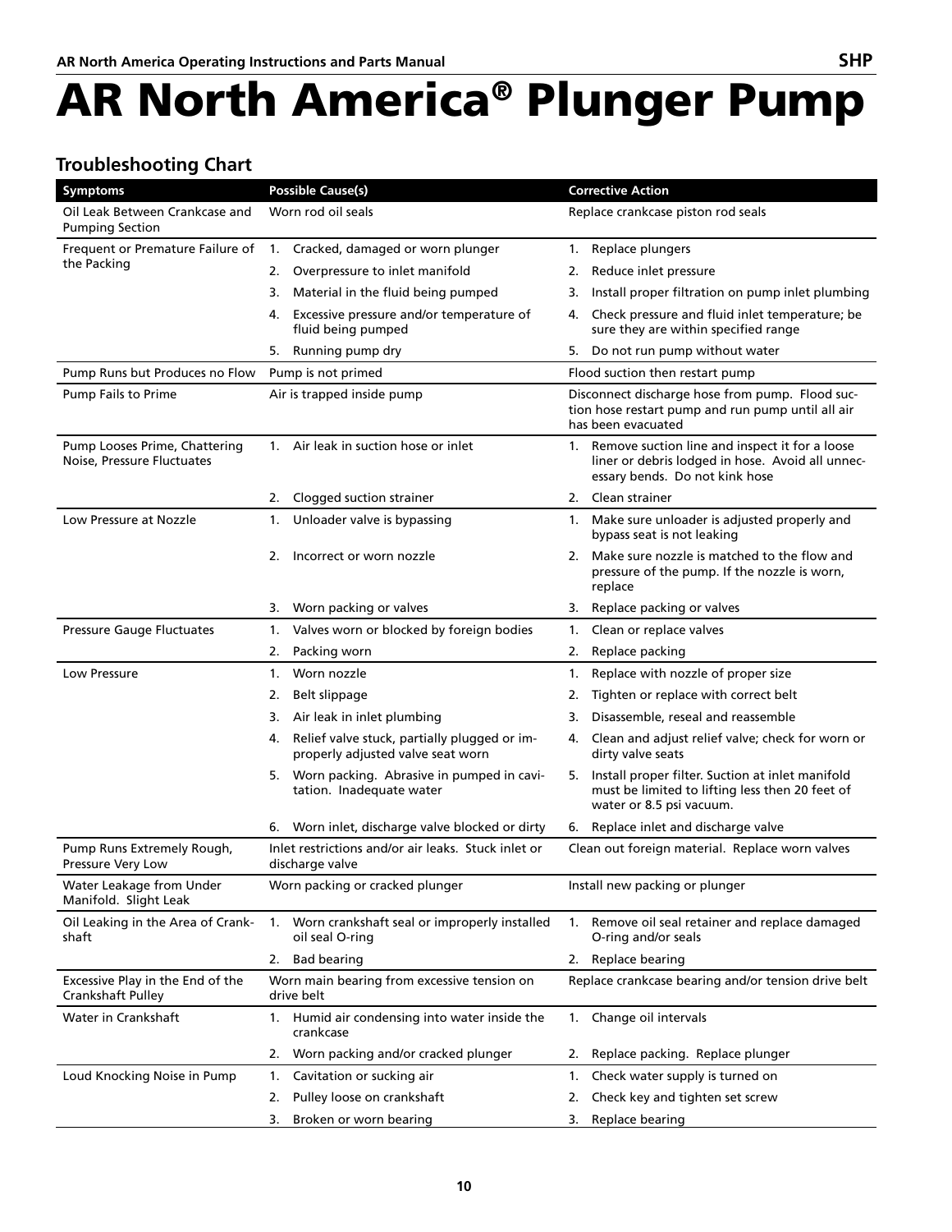# AR North America® Plunger Pump

## Troubleshooting Chart

| Symptoms | Possible Cause(s) | Corrective Action |
|---|---|---|
| Oil Leak Between Crankcase and Pumping Section | Worn rod oil seals | Replace crankcase piston rod seals |
| Frequent or Premature Failure of the Packing | 1. Cracked, damaged or worn plunger | 1. Replace plungers |
| | 2. Overpressure to inlet manifold | 2. Reduce inlet pressure |
| | 3. Material in the fluid being pumped | 3. Install proper filtration on pump inlet plumbing |
| | 4. Excessive pressure and/or temperature of fluid being pumped | 4. Check pressure and fluid inlet temperature; be sure they are within specified range |
| | 5. Running pump dry | 5. Do not run pump without water |
| Pump Runs but Produces no Flow | Pump is not primed | Flood suction then restart pump |
| Pump Fails to Prime | Air is trapped inside pump | Disconnect discharge hose from pump. Flood suction hose restart pump and run pump until all air has been evacuated |
| Pump Looses Prime, Chattering Noise, Pressure Fluctuates | 1. Air leak in suction hose or inlet | 1. Remove suction line and inspect it for a loose liner or debris lodged in hose. Avoid all unnecessary bends. Do not kink hose |
| | 2. Clogged suction strainer | 2. Clean strainer |
| Low Pressure at Nozzle | 1. Unloader valve is bypassing | 1. Make sure unloader is adjusted properly and bypass seat is not leaking |
| | 2. Incorrect or worn nozzle | 2. Make sure nozzle is matched to the flow and pressure of the pump. If the nozzle is worn, replace |
| | 3. Worn packing or valves | 3. Replace packing or valves |
| Pressure Gauge Fluctuates | 1. Valves worn or blocked by foreign bodies | 1. Clean or replace valves |
| | 2. Packing worn | 2. Replace packing |
| Low Pressure | 1. Worn nozzle | 1. Replace with nozzle of proper size |
| | 2. Belt slippage | 2. Tighten or replace with correct belt |
| | 3. Air leak in inlet plumbing | 3. Disassemble, reseal and reassemble |
| | 4. Relief valve stuck, partially plugged or improperly adjusted valve seat worn | 4. Clean and adjust relief valve; check for worn or dirty valve seats |
| | 5. Worn packing. Abrasive in pumped in cavitation. Inadequate water | 5. Install proper filter. Suction at inlet manifold must be limited to lifting less then 20 feet of water or 8.5 psi vacuum. |
| | 6. Worn inlet, discharge valve blocked or dirty | 6. Replace inlet and discharge valve |
| Pump Runs Extremely Rough, Pressure Very Low | Inlet restrictions and/or air leaks. Stuck inlet or discharge valve | Clean out foreign material. Replace worn valves |
| Water Leakage from Under Manifold. Slight Leak | Worn packing or cracked plunger | Install new packing or plunger |
| Oil Leaking in the Area of Crankshaft | 1. Worn crankshaft seal or improperly installed oil seal O-ring | 1. Remove oil seal retainer and replace damaged O-ring and/or seals |
| | 2. Bad bearing | 2. Replace bearing |
| Excessive Play in the End of the Crankshaft Pulley | Worn main bearing from excessive tension on drive belt | Replace crankcase bearing and/or tension drive belt |
| Water in Crankshaft | 1. Humid air condensing into water inside the crankcase | 1. Change oil intervals |
| | 2. Worn packing and/or cracked plunger | 2. Replace packing. Replace plunger |
| Loud Knocking Noise in Pump | 1. Cavitation or sucking air | 1. Check water supply is turned on |
| | 2. Pulley loose on crankshaft | 2. Check key and tighten set screw |
| | 3. Broken or worn bearing | 3. Replace bearing |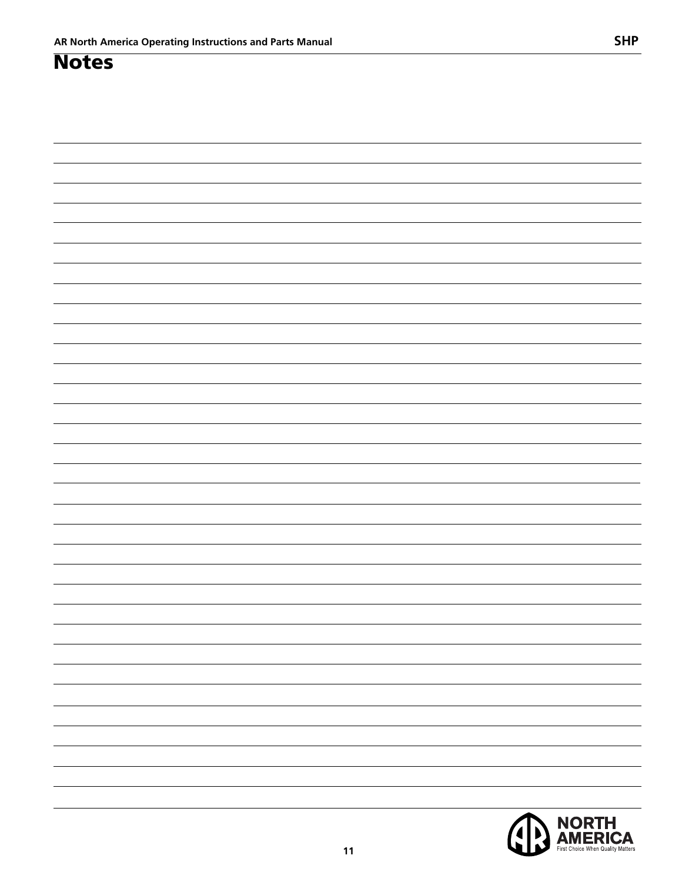# Notes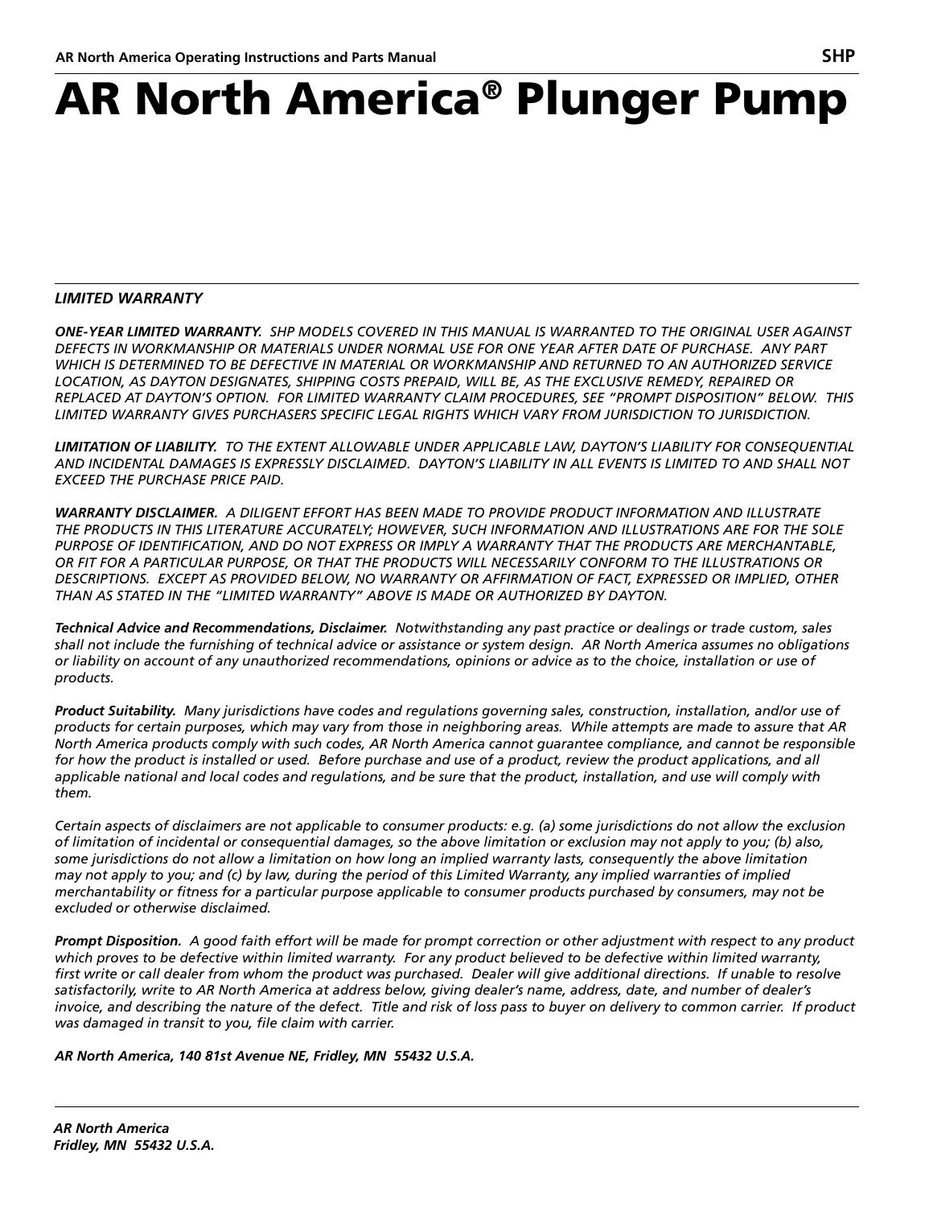# AR North America® Plunger Pump

*LIMITED WARRANTY*

***ONE-YEAR LIMITED WARRANTY.*** *SHP MODELS COVERED IN THIS MANUAL IS WARRANTED TO THE ORIGINAL USER AGAINST DEFECTS IN WORKMANSHIP OR MATERIALS UNDER NORMAL USE FOR ONE YEAR AFTER DATE OF PURCHASE. ANY PART WHICH IS DETERMINED TO BE DEFECTIVE IN MATERIAL OR WORKMANSHIP AND RETURNED TO AN AUTHORIZED SERVICE LOCATION, AS DAYTON DESIGNATES, SHIPPING COSTS PREPAID, WILL BE, AS THE EXCLUSIVE REMEDY, REPAIRED OR REPLACED AT DAYTON'S OPTION. FOR LIMITED WARRANTY CLAIM PROCEDURES, SEE "PROMPT DISPOSITION" BELOW. THIS LIMITED WARRANTY GIVES PURCHASERS SPECIFIC LEGAL RIGHTS WHICH VARY FROM JURISDICTION TO JURISDICTION.*

***LIMITATION OF LIABILITY.*** *TO THE EXTENT ALLOWABLE UNDER APPLICABLE LAW, DAYTON'S LIABILITY FOR CONSEQUENTIAL AND INCIDENTAL DAMAGES IS EXPRESSLY DISCLAIMED. DAYTON'S LIABILITY IN ALL EVENTS IS LIMITED TO AND SHALL NOT EXCEED THE PURCHASE PRICE PAID.*

***WARRANTY DISCLAIMER.*** *A DILIGENT EFFORT HAS BEEN MADE TO PROVIDE PRODUCT INFORMATION AND ILLUSTRATE THE PRODUCTS IN THIS LITERATURE ACCURATELY; HOWEVER, SUCH INFORMATION AND ILLUSTRATIONS ARE FOR THE SOLE PURPOSE OF IDENTIFICATION, AND DO NOT EXPRESS OR IMPLY A WARRANTY THAT THE PRODUCTS ARE MERCHANTABLE, OR FIT FOR A PARTICULAR PURPOSE, OR THAT THE PRODUCTS WILL NECESSARILY CONFORM TO THE ILLUSTRATIONS OR DESCRIPTIONS. EXCEPT AS PROVIDED BELOW, NO WARRANTY OR AFFIRMATION OF FACT, EXPRESSED OR IMPLIED, OTHER THAN AS STATED IN THE "LIMITED WARRANTY" ABOVE IS MADE OR AUTHORIZED BY DAYTON.*

***Technical Advice and Recommendations, Disclaimer.*** *Notwithstanding any past practice or dealings or trade custom, sales shall not include the furnishing of technical advice or assistance or system design. AR North America assumes no obligations or liability on account of any unauthorized recommendations, opinions or advice as to the choice, installation or use of products.*

***Product Suitability.*** *Many jurisdictions have codes and regulations governing sales, construction, installation, and/or use of products for certain purposes, which may vary from those in neighboring areas. While attempts are made to assure that AR North America products comply with such codes, AR North America cannot guarantee compliance, and cannot be responsible for how the product is installed or used. Before purchase and use of a product, review the product applications, and all applicable national and local codes and regulations, and be sure that the product, installation, and use will comply with them.*

*Certain aspects of disclaimers are not applicable to consumer products: e.g. (a) some jurisdictions do not allow the exclusion of limitation of incidental or consequential damages, so the above limitation or exclusion may not apply to you; (b) also, some jurisdictions do not allow a limitation on how long an implied warranty lasts, consequently the above limitation may not apply to you; and (c) by law, during the period of this Limited Warranty, any implied warranties of implied merchantability or fitness for a particular purpose applicable to consumer products purchased by consumers, may not be excluded or otherwise disclaimed.*

***Prompt Disposition.*** *A good faith effort will be made for prompt correction or other adjustment with respect to any product which proves to be defective within limited warranty. For any product believed to be defective within limited warranty, first write or call dealer from whom the product was purchased. Dealer will give additional directions. If unable to resolve satisfactorily, write to AR North America at address below, giving dealer's name, address, date, and number of dealer's invoice, and describing the nature of the defect. Title and risk of loss pass to buyer on delivery to common carrier. If product was damaged in transit to you, file claim with carrier.*

***AR North America, 140 81st Avenue NE, Fridley, MN 55432 U.S.A.***

***AR North America***
***Fridley, MN 55432 U.S.A.***